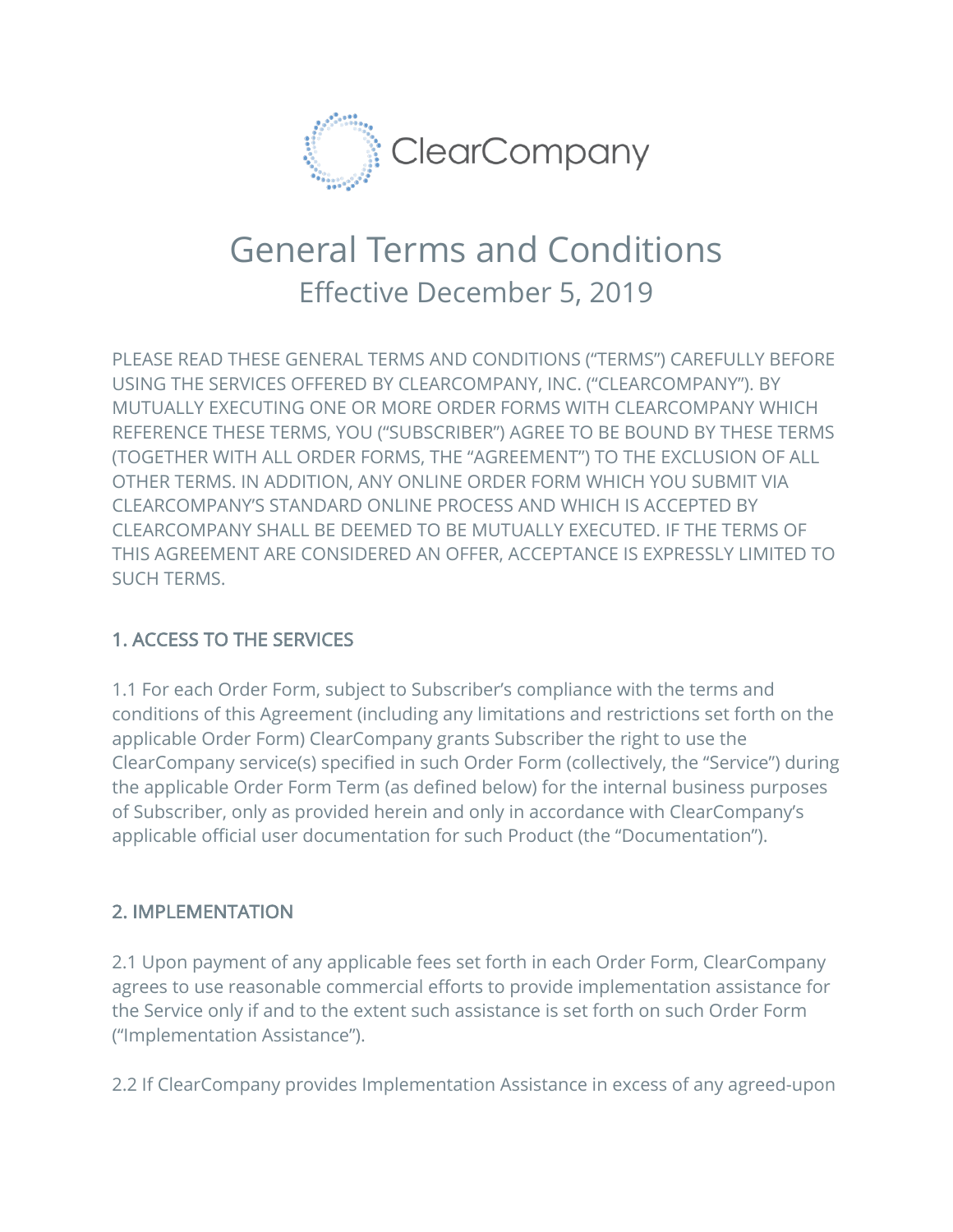ClearCompany

# General Terms and Conditions

## Effective December 5, 2019

PLEASE READ THESE GENERAL TERMS AND CONDITIONS ("TERMS") CAREFULLY BEFORE USING THE SERVICES OFFERED BY CLEARCOMPANY, INC. ("CLEARCOMPANY"). BY MUTUALLY EXECUTING ONE OR MORE ORDER FORMS WITH CLEARCOMPANY WHICH REFERENCE THESE TERMS, YOU ("SUBSCRIBER") AGREE TO BE BOUND BY THESE TERMS (TOGETHER WITH ALL ORDER FORMS, THE "AGREEMENT") TO THE EXCLUSION OF ALL OTHER TERMS. IN ADDITION, ANY ONLINE ORDER FORM WHICH YOU SUBMIT VIA CLEARCOMPANY'S STANDARD ONLINE PROCESS AND WHICH IS ACCEPTED BY CLEARCOMPANY SHALL BE DEEMED TO BE MUTUALLY EXECUTED. IF THE TERMS OF THIS AGREEMENT ARE CONSIDERED AN OFFER, ACCEPTANCE IS EXPRESSLY LIMITED TO SUCH TERMS.

### 1. ACCESS TO THE SERVICES

1.1 For each Order Form, subject to Subscriber's compliance with the terms and conditions of this Agreement (including any limitations and restrictions set forth on the applicable Order Form) ClearCompany grants Subscriber the right to use the ClearCompany service(s) specified in such Order Form (collectively, the "Service") during the applicable Order Form Term (as defined below) for the internal business purposes of Subscriber, only as provided herein and only in accordance with ClearCompany's applicable official user documentation for such Product (the "Documentation").

### 2. IMPLEMENTATION

2.1 Upon payment of any applicable fees set forth in each Order Form, ClearCompany agrees to use reasonable commercial efforts to provide implementation assistance for the Service only if and to the extent such assistance is set forth on such Order Form ("Implementation Assistance").

2.2 If ClearCompany provides Implementation Assistance in excess of any agreed-upon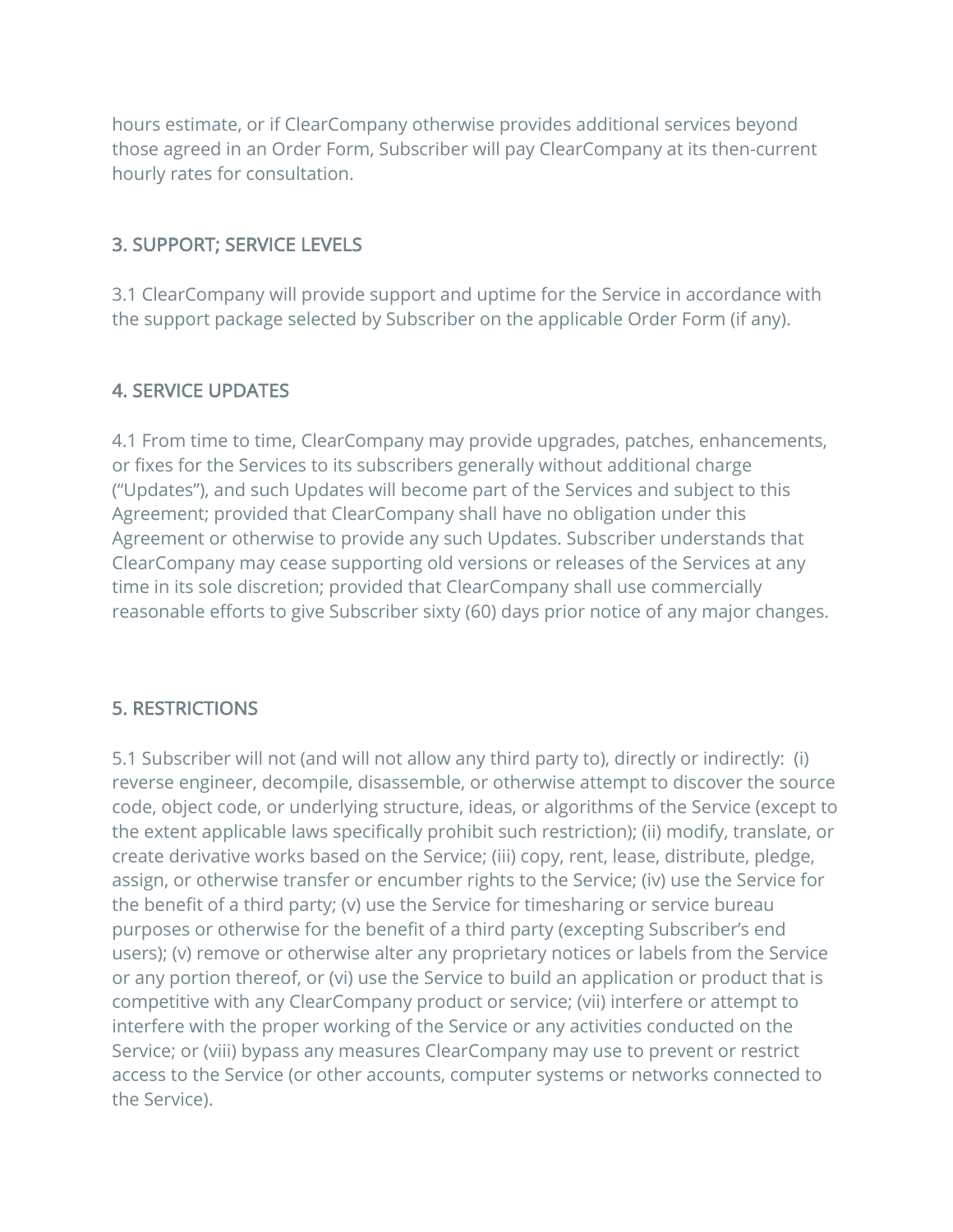hours estimate, or if ClearCompany otherwise provides additional services beyond those agreed in an Order Form, Subscriber will pay ClearCompany at its then-current hourly rates for consultation.

## 3. SUPPORT; SERVICE LEVELS

3.1 ClearCompany will provide support and uptime for the Service in accordance with the support package selected by Subscriber on the applicable Order Form (if any).

## 4. SERVICE UPDATES

4.1 From time to time, ClearCompany may provide upgrades, patches, enhancements, or fixes for the Services to its subscribers generally without additional charge ("Updates"), and such Updates will become part of the Services and subject to this Agreement; provided that ClearCompany shall have no obligation under this Agreement or otherwise to provide any such Updates. Subscriber understands that ClearCompany may cease supporting old versions or releases of the Services at any time in its sole discretion; provided that ClearCompany shall use commercially reasonable efforts to give Subscriber sixty (60) days prior notice of any major changes.

## 5. RESTRICTIONS

5.1 Subscriber will not (and will not allow any third party to), directly or indirectly: (i) reverse engineer, decompile, disassemble, or otherwise attempt to discover the source code, object code, or underlying structure, ideas, or algorithms of the Service (except to the extent applicable laws specifically prohibit such restriction); (ii) modify, translate, or create derivative works based on the Service; (iii) copy, rent, lease, distribute, pledge, assign, or otherwise transfer or encumber rights to the Service; (iv) use the Service for the benefit of a third party; (v) use the Service for timesharing or service bureau purposes or otherwise for the benefit of a third party (excepting Subscriber's end users); (v) remove or otherwise alter any proprietary notices or labels from the Service or any portion thereof, or (vi) use the Service to build an application or product that is competitive with any ClearCompany product or service; (vii) interfere or attempt to interfere with the proper working of the Service or any activities conducted on the Service; or (viii) bypass any measures ClearCompany may use to prevent or restrict access to the Service (or other accounts, computer systems or networks connected to the Service).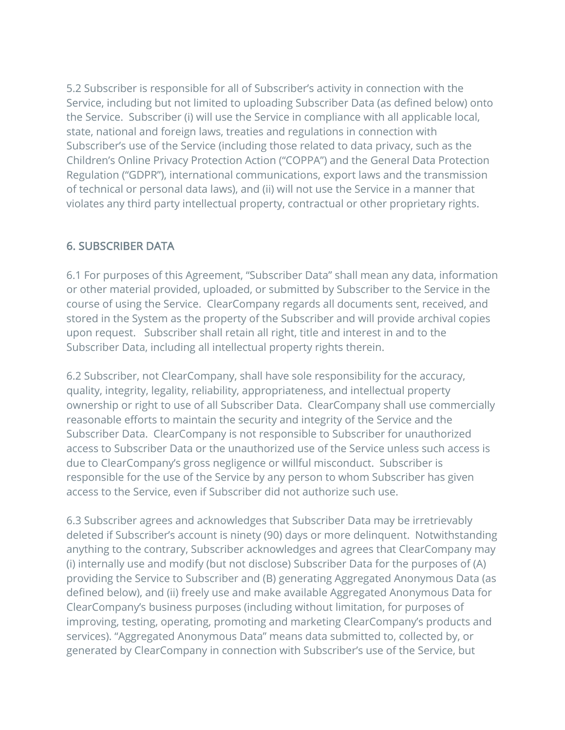5.2 Subscriber is responsible for all of Subscriber's activity in connection with the Service, including but not limited to uploading Subscriber Data (as defined below) onto the Service. Subscriber (i) will use the Service in compliance with all applicable local, state, national and foreign laws, treaties and regulations in connection with Subscriber's use of the Service (including those related to data privacy, such as the Children's Online Privacy Protection Action ("COPPA") and the General Data Protection Regulation ("GDPR"), international communications, export laws and the transmission of technical or personal data laws), and (ii) will not use the Service in a manner that violates any third party intellectual property, contractual or other proprietary rights.

## 6. SUBSCRIBER DATA

6.1 For purposes of this Agreement, "Subscriber Data" shall mean any data, information or other material provided, uploaded, or submitted by Subscriber to the Service in the course of using the Service. ClearCompany regards all documents sent, received, and stored in the System as the property of the Subscriber and will provide archival copies upon request. Subscriber shall retain all right, title and interest in and to the Subscriber Data, including all intellectual property rights therein.

6.2 Subscriber, not ClearCompany, shall have sole responsibility for the accuracy, quality, integrity, legality, reliability, appropriateness, and intellectual property ownership or right to use of all Subscriber Data. ClearCompany shall use commercially reasonable efforts to maintain the security and integrity of the Service and the Subscriber Data. ClearCompany is not responsible to Subscriber for unauthorized access to Subscriber Data or the unauthorized use of the Service unless such access is due to ClearCompany's gross negligence or willful misconduct. Subscriber is responsible for the use of the Service by any person to whom Subscriber has given access to the Service, even if Subscriber did not authorize such use.

6.3 Subscriber agrees and acknowledges that Subscriber Data may be irretrievably deleted if Subscriber's account is ninety (90) days or more delinquent. Notwithstanding anything to the contrary, Subscriber acknowledges and agrees that ClearCompany may (i) internally use and modify (but not disclose) Subscriber Data for the purposes of (A) providing the Service to Subscriber and (B) generating Aggregated Anonymous Data (as defined below), and (ii) freely use and make available Aggregated Anonymous Data for ClearCompany's business purposes (including without limitation, for purposes of improving, testing, operating, promoting and marketing ClearCompany's products and services). "Aggregated Anonymous Data" means data submitted to, collected by, or generated by ClearCompany in connection with Subscriber's use of the Service, but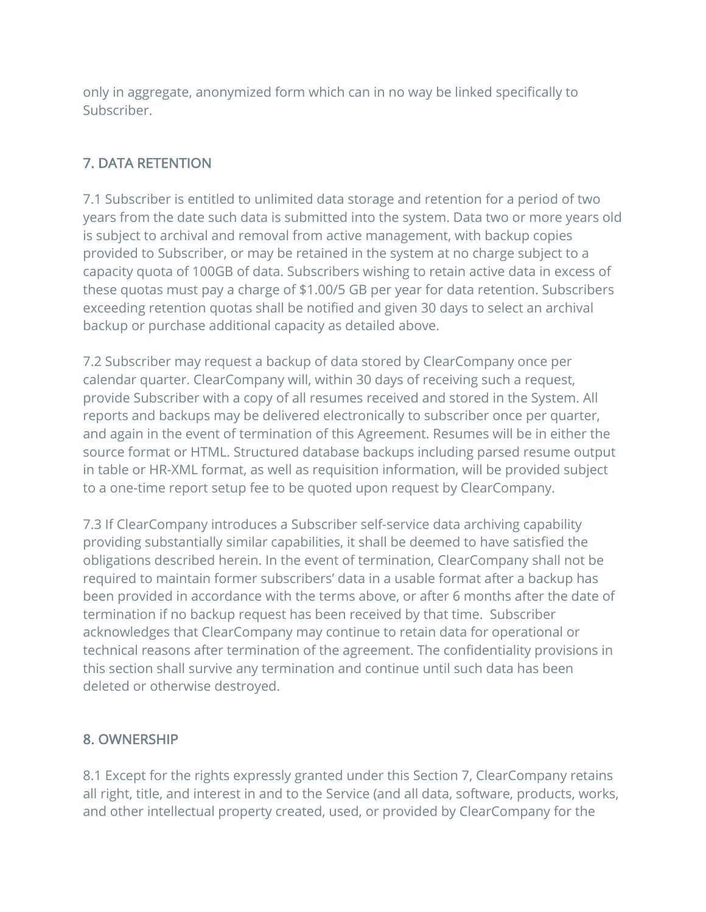only in aggregate, anonymized form which can in no way be linked specifically to Subscriber.

## 7. DATA RETENTION

7.1 Subscriber is entitled to unlimited data storage and retention for a period of two years from the date such data is submitted into the system. Data two or more years old is subject to archival and removal from active management, with backup copies provided to Subscriber, or may be retained in the system at no charge subject to a capacity quota of 100GB of data. Subscribers wishing to retain active data in excess of these quotas must pay a charge of $1.00/5 GB per year for data retention. Subscribers exceeding retention quotas shall be notified and given 30 days to select an archival backup or purchase additional capacity as detailed above.

7.2 Subscriber may request a backup of data stored by ClearCompany once per calendar quarter. ClearCompany will, within 30 days of receiving such a request, provide Subscriber with a copy of all resumes received and stored in the System. All reports and backups may be delivered electronically to subscriber once per quarter, and again in the event of termination of this Agreement. Resumes will be in either the source format or HTML. Structured database backups including parsed resume output in table or HR-XML format, as well as requisition information, will be provided subject to a one-time report setup fee to be quoted upon request by ClearCompany.

7.3 If ClearCompany introduces a Subscriber self-service data archiving capability providing substantially similar capabilities, it shall be deemed to have satisfied the obligations described herein. In the event of termination, ClearCompany shall not be required to maintain former subscribers' data in a usable format after a backup has been provided in accordance with the terms above, or after 6 months after the date of termination if no backup request has been received by that time. Subscriber acknowledges that ClearCompany may continue to retain data for operational or technical reasons after termination of the agreement. The confidentiality provisions in this section shall survive any termination and continue until such data has been deleted or otherwise destroyed.

## 8. OWNERSHIP

8.1 Except for the rights expressly granted under this Section 7, ClearCompany retains all right, title, and interest in and to the Service (and all data, software, products, works, and other intellectual property created, used, or provided by ClearCompany for the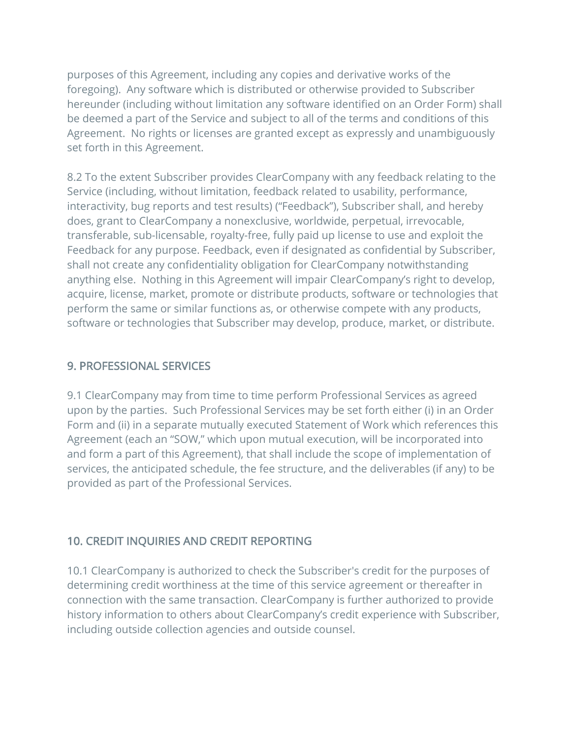purposes of this Agreement, including any copies and derivative works of the foregoing). Any software which is distributed or otherwise provided to Subscriber hereunder (including without limitation any software identified on an Order Form) shall be deemed a part of the Service and subject to all of the terms and conditions of this Agreement. No rights or licenses are granted except as expressly and unambiguously set forth in this Agreement.

8.2 To the extent Subscriber provides ClearCompany with any feedback relating to the Service (including, without limitation, feedback related to usability, performance, interactivity, bug reports and test results) ("Feedback"), Subscriber shall, and hereby does, grant to ClearCompany a nonexclusive, worldwide, perpetual, irrevocable, transferable, sub-licensable, royalty-free, fully paid up license to use and exploit the Feedback for any purpose. Feedback, even if designated as confidential by Subscriber, shall not create any confidentiality obligation for ClearCompany notwithstanding anything else. Nothing in this Agreement will impair ClearCompany's right to develop, acquire, license, market, promote or distribute products, software or technologies that perform the same or similar functions as, or otherwise compete with any products, software or technologies that Subscriber may develop, produce, market, or distribute.

## 9. PROFESSIONAL SERVICES

9.1 ClearCompany may from time to time perform Professional Services as agreed upon by the parties. Such Professional Services may be set forth either (i) in an Order Form and (ii) in a separate mutually executed Statement of Work which references this Agreement (each an "SOW," which upon mutual execution, will be incorporated into and form a part of this Agreement), that shall include the scope of implementation of services, the anticipated schedule, the fee structure, and the deliverables (if any) to be provided as part of the Professional Services.

## 10. CREDIT INQUIRIES AND CREDIT REPORTING

10.1 ClearCompany is authorized to check the Subscriber's credit for the purposes of determining credit worthiness at the time of this service agreement or thereafter in connection with the same transaction. ClearCompany is further authorized to provide history information to others about ClearCompany's credit experience with Subscriber, including outside collection agencies and outside counsel.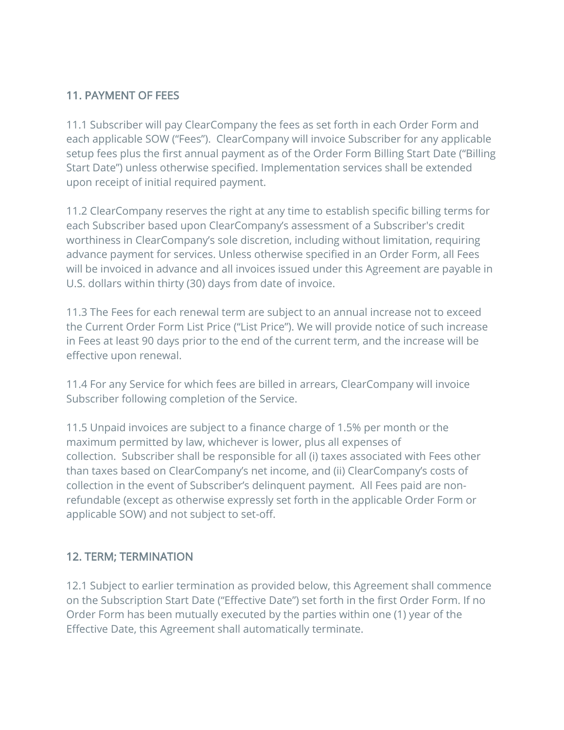## 11. PAYMENT OF FEES

11.1 Subscriber will pay ClearCompany the fees as set forth in each Order Form and each applicable SOW ("Fees"). ClearCompany will invoice Subscriber for any applicable setup fees plus the first annual payment as of the Order Form Billing Start Date ("Billing Start Date") unless otherwise specified. Implementation services shall be extended upon receipt of initial required payment.

11.2 ClearCompany reserves the right at any time to establish specific billing terms for each Subscriber based upon ClearCompany's assessment of a Subscriber's credit worthiness in ClearCompany's sole discretion, including without limitation, requiring advance payment for services. Unless otherwise specified in an Order Form, all Fees will be invoiced in advance and all invoices issued under this Agreement are payable in U.S. dollars within thirty (30) days from date of invoice.

11.3 The Fees for each renewal term are subject to an annual increase not to exceed the Current Order Form List Price ("List Price"). We will provide notice of such increase in Fees at least 90 days prior to the end of the current term, and the increase will be effective upon renewal.

11.4 For any Service for which fees are billed in arrears, ClearCompany will invoice Subscriber following completion of the Service.

11.5 Unpaid invoices are subject to a finance charge of 1.5% per month or the maximum permitted by law, whichever is lower, plus all expenses of collection. Subscriber shall be responsible for all (i) taxes associated with Fees other than taxes based on ClearCompany's net income, and (ii) ClearCompany's costs of collection in the event of Subscriber's delinquent payment. All Fees paid are non-refundable (except as otherwise expressly set forth in the applicable Order Form or applicable SOW) and not subject to set-off.

## 12. TERM; TERMINATION

12.1 Subject to earlier termination as provided below, this Agreement shall commence on the Subscription Start Date ("Effective Date") set forth in the first Order Form. If no Order Form has been mutually executed by the parties within one (1) year of the Effective Date, this Agreement shall automatically terminate.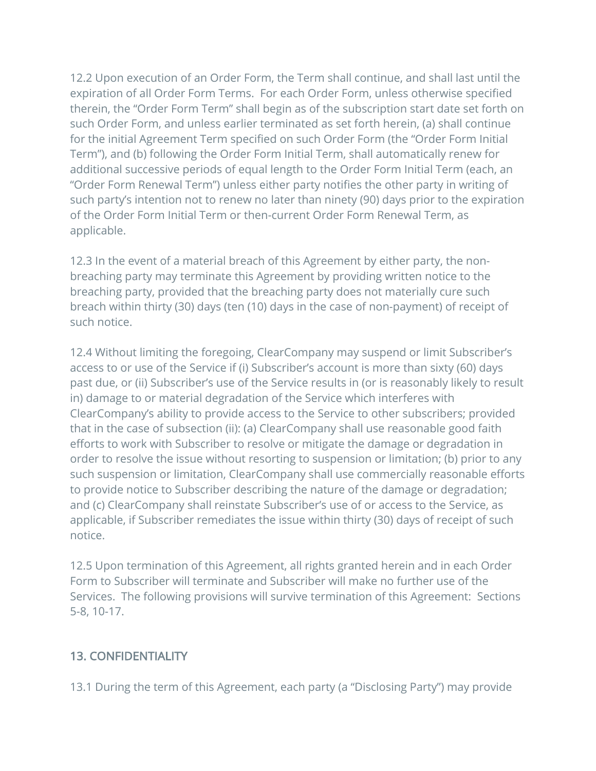12.2 Upon execution of an Order Form, the Term shall continue, and shall last until the expiration of all Order Form Terms.  For each Order Form, unless otherwise specified therein, the "Order Form Term" shall begin as of the subscription start date set forth on such Order Form, and unless earlier terminated as set forth herein, (a) shall continue for the initial Agreement Term specified on such Order Form (the "Order Form Initial Term"), and (b) following the Order Form Initial Term, shall automatically renew for additional successive periods of equal length to the Order Form Initial Term (each, an "Order Form Renewal Term") unless either party notifies the other party in writing of such party's intention not to renew no later than ninety (90) days prior to the expiration of the Order Form Initial Term or then-current Order Form Renewal Term, as applicable.

12.3 In the event of a material breach of this Agreement by either party, the non-breaching party may terminate this Agreement by providing written notice to the breaching party, provided that the breaching party does not materially cure such breach within thirty (30) days (ten (10) days in the case of non-payment) of receipt of such notice.

12.4 Without limiting the foregoing, ClearCompany may suspend or limit Subscriber's access to or use of the Service if (i) Subscriber's account is more than sixty (60) days past due, or (ii) Subscriber's use of the Service results in (or is reasonably likely to result in) damage to or material degradation of the Service which interferes with ClearCompany's ability to provide access to the Service to other subscribers; provided that in the case of subsection (ii): (a) ClearCompany shall use reasonable good faith efforts to work with Subscriber to resolve or mitigate the damage or degradation in order to resolve the issue without resorting to suspension or limitation; (b) prior to any such suspension or limitation, ClearCompany shall use commercially reasonable efforts to provide notice to Subscriber describing the nature of the damage or degradation; and (c) ClearCompany shall reinstate Subscriber's use of or access to the Service, as applicable, if Subscriber remediates the issue within thirty (30) days of receipt of such notice.

12.5 Upon termination of this Agreement, all rights granted herein and in each Order Form to Subscriber will terminate and Subscriber will make no further use of the Services.  The following provisions will survive termination of this Agreement:  Sections 5-8, 10-17.

## 13. CONFIDENTIALITY

13.1 During the term of this Agreement, each party (a "Disclosing Party") may provide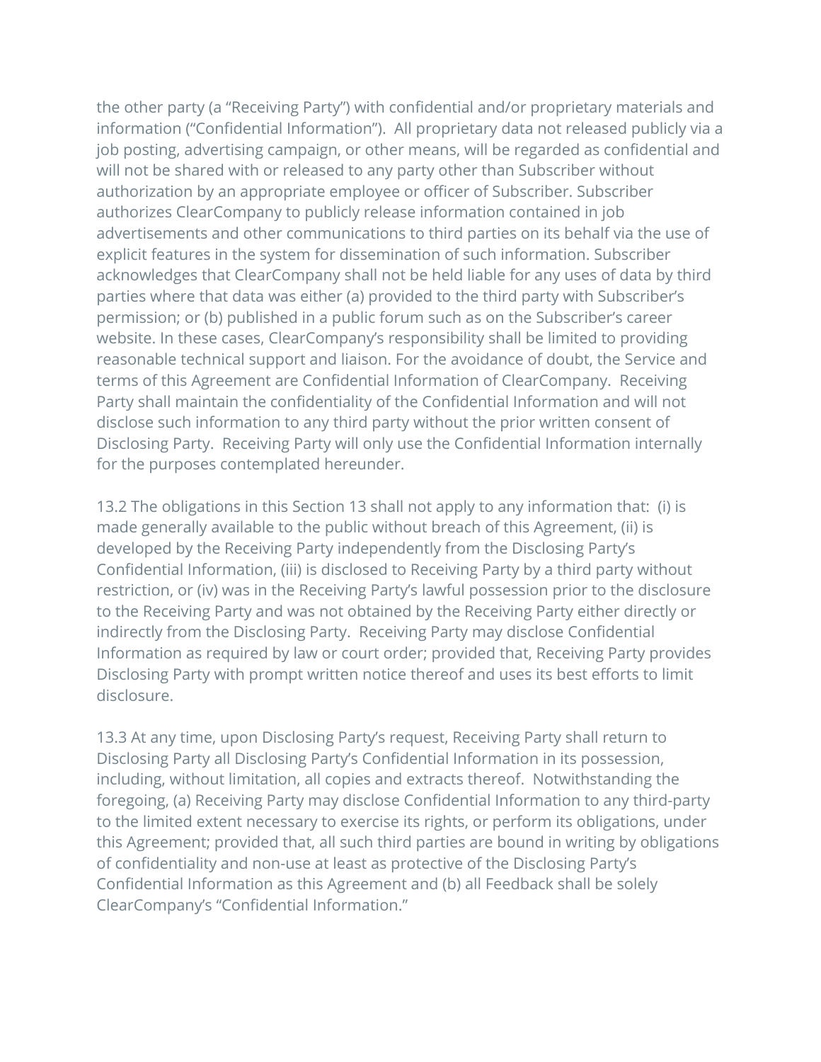the other party (a "Receiving Party") with confidential and/or proprietary materials and information ("Confidential Information"). All proprietary data not released publicly via a job posting, advertising campaign, or other means, will be regarded as confidential and will not be shared with or released to any party other than Subscriber without authorization by an appropriate employee or officer of Subscriber. Subscriber authorizes ClearCompany to publicly release information contained in job advertisements and other communications to third parties on its behalf via the use of explicit features in the system for dissemination of such information. Subscriber acknowledges that ClearCompany shall not be held liable for any uses of data by third parties where that data was either (a) provided to the third party with Subscriber's permission; or (b) published in a public forum such as on the Subscriber's career website. In these cases, ClearCompany's responsibility shall be limited to providing reasonable technical support and liaison. For the avoidance of doubt, the Service and terms of this Agreement are Confidential Information of ClearCompany. Receiving Party shall maintain the confidentiality of the Confidential Information and will not disclose such information to any third party without the prior written consent of Disclosing Party. Receiving Party will only use the Confidential Information internally for the purposes contemplated hereunder.

13.2 The obligations in this Section 13 shall not apply to any information that: (i) is made generally available to the public without breach of this Agreement, (ii) is developed by the Receiving Party independently from the Disclosing Party's Confidential Information, (iii) is disclosed to Receiving Party by a third party without restriction, or (iv) was in the Receiving Party's lawful possession prior to the disclosure to the Receiving Party and was not obtained by the Receiving Party either directly or indirectly from the Disclosing Party. Receiving Party may disclose Confidential Information as required by law or court order; provided that, Receiving Party provides Disclosing Party with prompt written notice thereof and uses its best efforts to limit disclosure.

13.3 At any time, upon Disclosing Party's request, Receiving Party shall return to Disclosing Party all Disclosing Party's Confidential Information in its possession, including, without limitation, all copies and extracts thereof. Notwithstanding the foregoing, (a) Receiving Party may disclose Confidential Information to any third-party to the limited extent necessary to exercise its rights, or perform its obligations, under this Agreement; provided that, all such third parties are bound in writing by obligations of confidentiality and non-use at least as protective of the Disclosing Party's Confidential Information as this Agreement and (b) all Feedback shall be solely ClearCompany's "Confidential Information."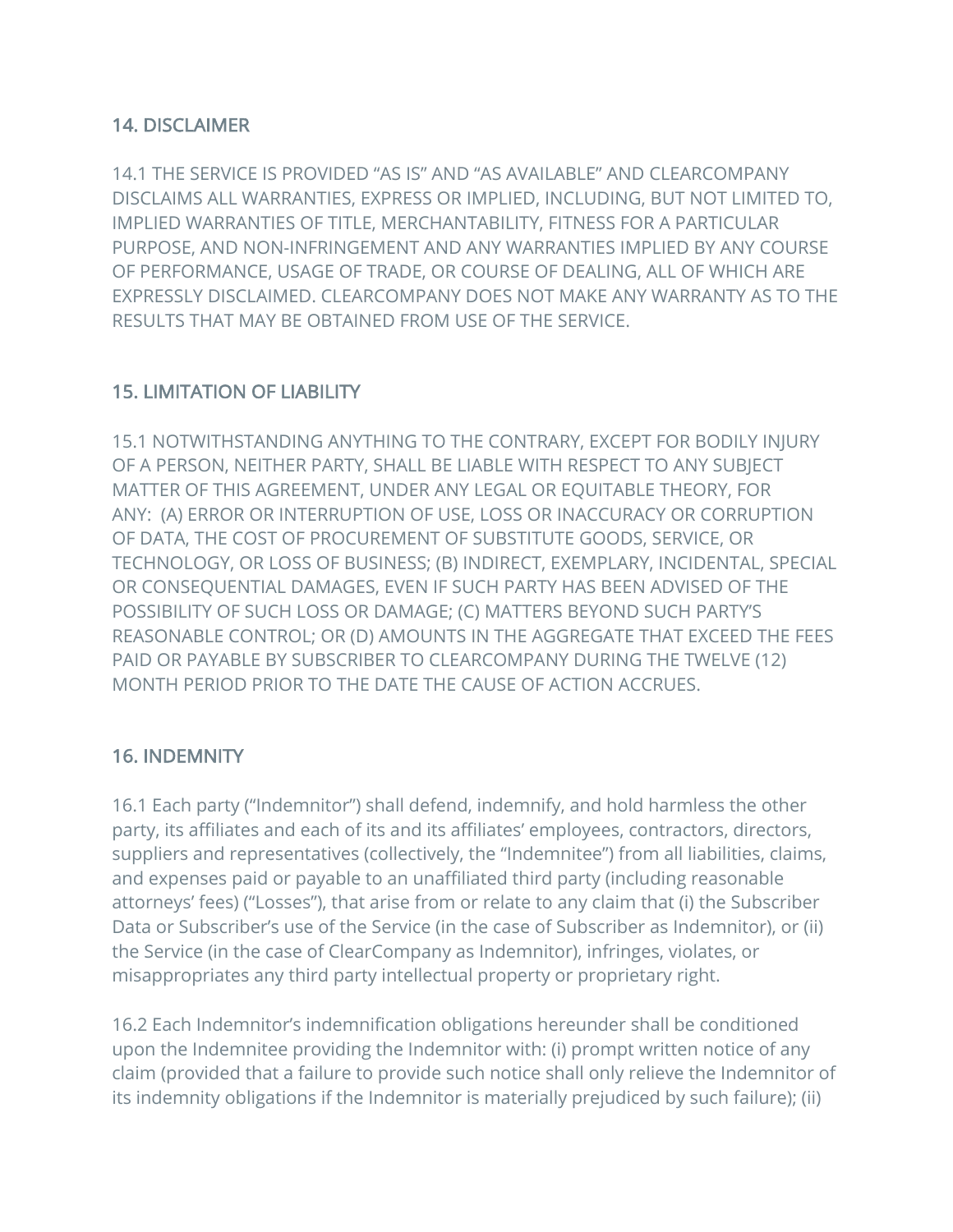## 14. DISCLAIMER

14.1 THE SERVICE IS PROVIDED "AS IS" AND "AS AVAILABLE" AND CLEARCOMPANY DISCLAIMS ALL WARRANTIES, EXPRESS OR IMPLIED, INCLUDING, BUT NOT LIMITED TO, IMPLIED WARRANTIES OF TITLE, MERCHANTABILITY, FITNESS FOR A PARTICULAR PURPOSE, AND NON-INFRINGEMENT AND ANY WARRANTIES IMPLIED BY ANY COURSE OF PERFORMANCE, USAGE OF TRADE, OR COURSE OF DEALING, ALL OF WHICH ARE EXPRESSLY DISCLAIMED. CLEARCOMPANY DOES NOT MAKE ANY WARRANTY AS TO THE RESULTS THAT MAY BE OBTAINED FROM USE OF THE SERVICE.

## 15. LIMITATION OF LIABILITY

15.1 NOTWITHSTANDING ANYTHING TO THE CONTRARY, EXCEPT FOR BODILY INJURY OF A PERSON, NEITHER PARTY, SHALL BE LIABLE WITH RESPECT TO ANY SUBJECT MATTER OF THIS AGREEMENT, UNDER ANY LEGAL OR EQUITABLE THEORY, FOR ANY: (A) ERROR OR INTERRUPTION OF USE, LOSS OR INACCURACY OR CORRUPTION OF DATA, THE COST OF PROCUREMENT OF SUBSTITUTE GOODS, SERVICE, OR TECHNOLOGY, OR LOSS OF BUSINESS; (B) INDIRECT, EXEMPLARY, INCIDENTAL, SPECIAL OR CONSEQUENTIAL DAMAGES, EVEN IF SUCH PARTY HAS BEEN ADVISED OF THE POSSIBILITY OF SUCH LOSS OR DAMAGE; (C) MATTERS BEYOND SUCH PARTY'S REASONABLE CONTROL; OR (D) AMOUNTS IN THE AGGREGATE THAT EXCEED THE FEES PAID OR PAYABLE BY SUBSCRIBER TO CLEARCOMPANY DURING THE TWELVE (12) MONTH PERIOD PRIOR TO THE DATE THE CAUSE OF ACTION ACCRUES.

## 16. INDEMNITY

16.1 Each party ("Indemnitor") shall defend, indemnify, and hold harmless the other party, its affiliates and each of its and its affiliates' employees, contractors, directors, suppliers and representatives (collectively, the "Indemnitee") from all liabilities, claims, and expenses paid or payable to an unaffiliated third party (including reasonable attorneys' fees) ("Losses"), that arise from or relate to any claim that (i) the Subscriber Data or Subscriber's use of the Service (in the case of Subscriber as Indemnitor), or (ii) the Service (in the case of ClearCompany as Indemnitor), infringes, violates, or misappropriates any third party intellectual property or proprietary right.

16.2 Each Indemnitor's indemnification obligations hereunder shall be conditioned upon the Indemnitee providing the Indemnitor with: (i) prompt written notice of any claim (provided that a failure to provide such notice shall only relieve the Indemnitor of its indemnity obligations if the Indemnitor is materially prejudiced by such failure); (ii)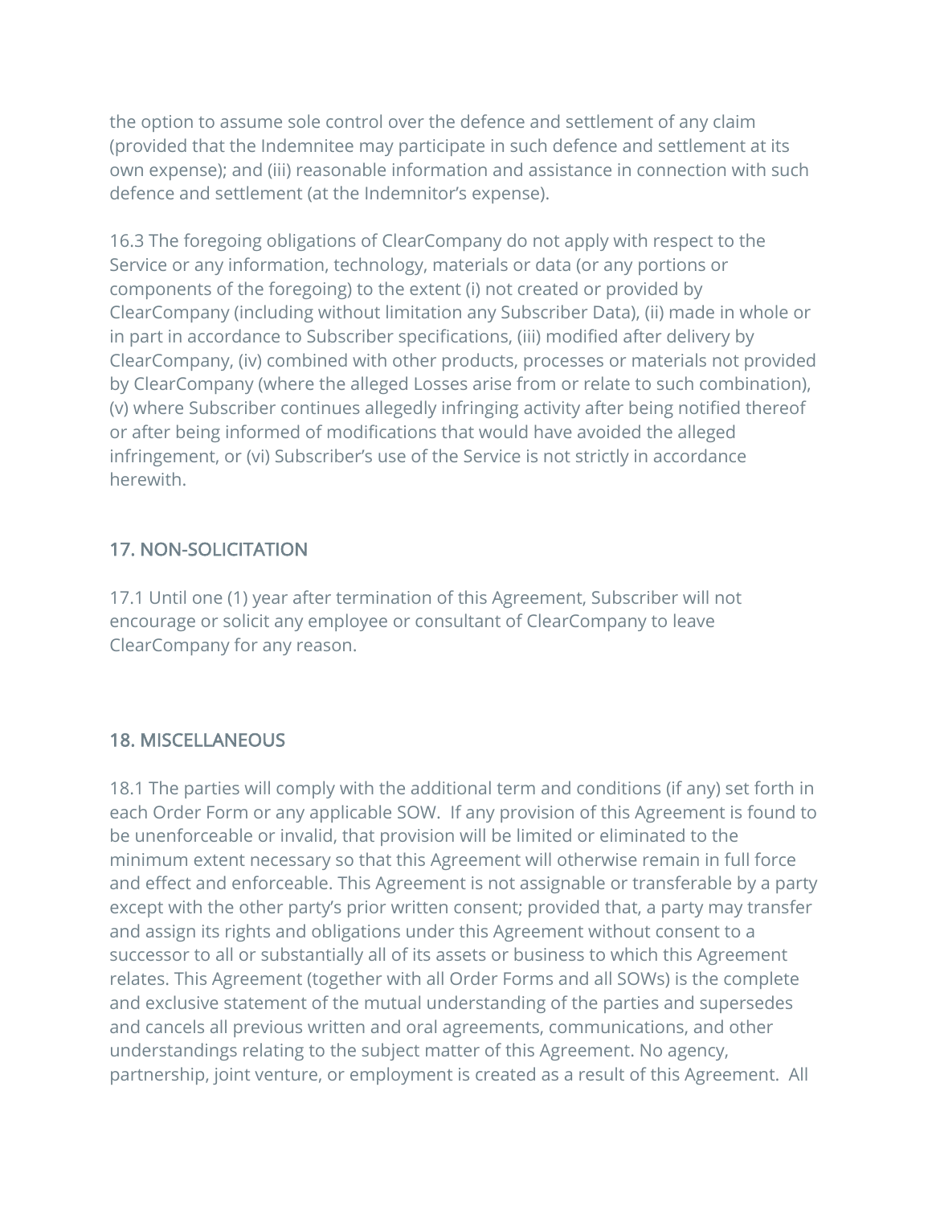the option to assume sole control over the defence and settlement of any claim (provided that the Indemnitee may participate in such defence and settlement at its own expense); and (iii) reasonable information and assistance in connection with such defence and settlement (at the Indemnitor's expense).

16.3 The foregoing obligations of ClearCompany do not apply with respect to the Service or any information, technology, materials or data (or any portions or components of the foregoing) to the extent (i) not created or provided by ClearCompany (including without limitation any Subscriber Data), (ii) made in whole or in part in accordance to Subscriber specifications, (iii) modified after delivery by ClearCompany, (iv) combined with other products, processes or materials not provided by ClearCompany (where the alleged Losses arise from or relate to such combination), (v) where Subscriber continues allegedly infringing activity after being notified thereof or after being informed of modifications that would have avoided the alleged infringement, or (vi) Subscriber's use of the Service is not strictly in accordance herewith.

## 17. NON-SOLICITATION

17.1 Until one (1) year after termination of this Agreement, Subscriber will not encourage or solicit any employee or consultant of ClearCompany to leave ClearCompany for any reason.

## 18. MISCELLANEOUS

18.1 The parties will comply with the additional term and conditions (if any) set forth in each Order Form or any applicable SOW. If any provision of this Agreement is found to be unenforceable or invalid, that provision will be limited or eliminated to the minimum extent necessary so that this Agreement will otherwise remain in full force and effect and enforceable. This Agreement is not assignable or transferable by a party except with the other party's prior written consent; provided that, a party may transfer and assign its rights and obligations under this Agreement without consent to a successor to all or substantially all of its assets or business to which this Agreement relates. This Agreement (together with all Order Forms and all SOWs) is the complete and exclusive statement of the mutual understanding of the parties and supersedes and cancels all previous written and oral agreements, communications, and other understandings relating to the subject matter of this Agreement. No agency, partnership, joint venture, or employment is created as a result of this Agreement. All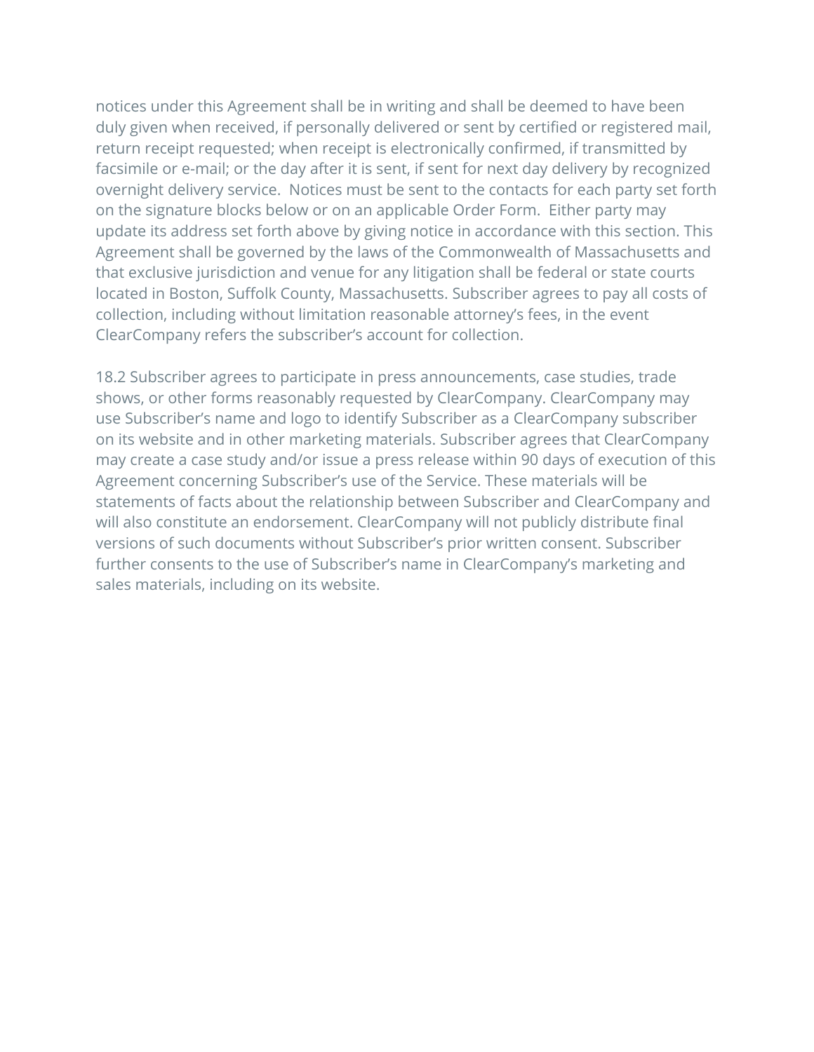notices under this Agreement shall be in writing and shall be deemed to have been duly given when received, if personally delivered or sent by certified or registered mail, return receipt requested; when receipt is electronically confirmed, if transmitted by facsimile or e-mail; or the day after it is sent, if sent for next day delivery by recognized overnight delivery service.  Notices must be sent to the contacts for each party set forth on the signature blocks below or on an applicable Order Form.  Either party may update its address set forth above by giving notice in accordance with this section. This Agreement shall be governed by the laws of the Commonwealth of Massachusetts and that exclusive jurisdiction and venue for any litigation shall be federal or state courts located in Boston, Suffolk County, Massachusetts. Subscriber agrees to pay all costs of collection, including without limitation reasonable attorney's fees, in the event ClearCompany refers the subscriber's account for collection.

18.2 Subscriber agrees to participate in press announcements, case studies, trade shows, or other forms reasonably requested by ClearCompany. ClearCompany may use Subscriber's name and logo to identify Subscriber as a ClearCompany subscriber on its website and in other marketing materials. Subscriber agrees that ClearCompany may create a case study and/or issue a press release within 90 days of execution of this Agreement concerning Subscriber's use of the Service. These materials will be statements of facts about the relationship between Subscriber and ClearCompany and will also constitute an endorsement. ClearCompany will not publicly distribute final versions of such documents without Subscriber's prior written consent. Subscriber further consents to the use of Subscriber's name in ClearCompany's marketing and sales materials, including on its website.